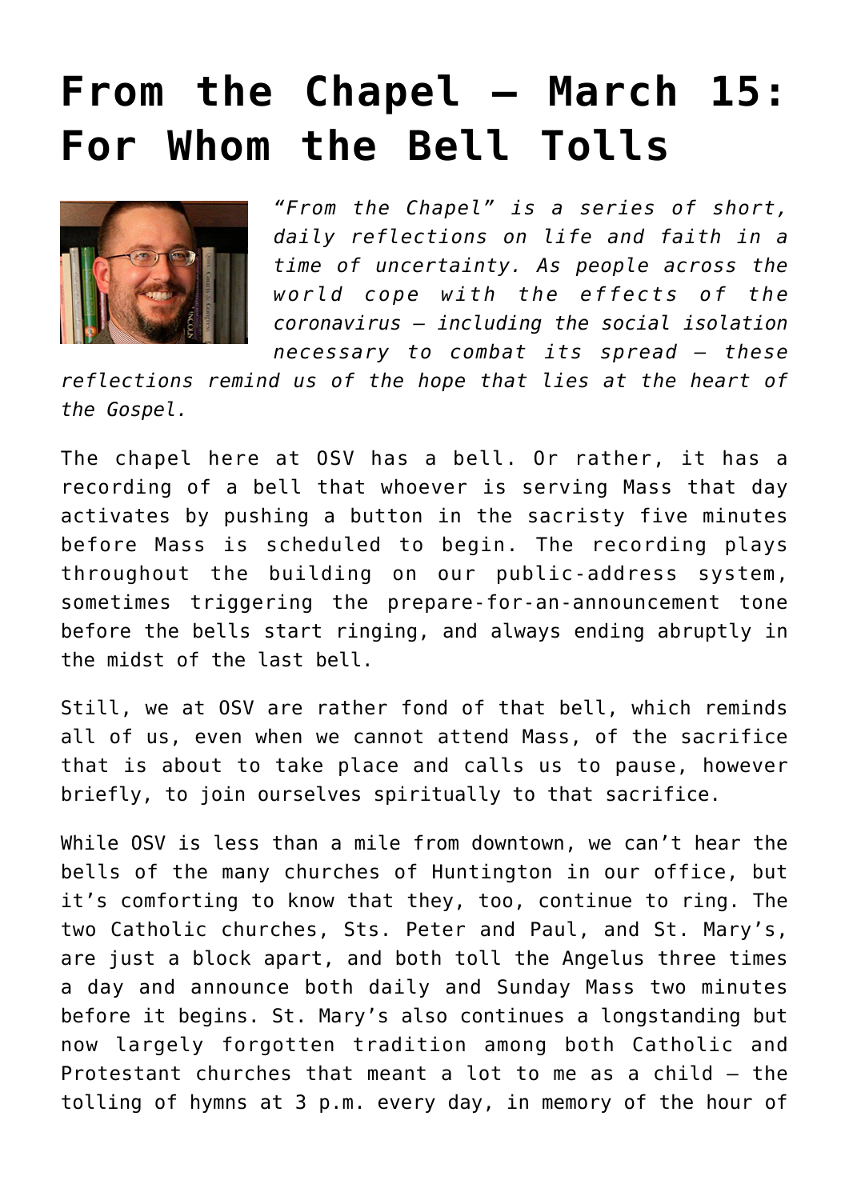# From the Chapel – March 15: For Whom the Bell Tolls

*"From the Chapel" is a series of short, daily reflections on life and faith in a time of uncertainty. As people across the world cope with the effects of the coronavirus — including the social isolation necessary to combat its spread — these reflections remind us of the hope that lies at the heart of the Gospel.*

The chapel here at OSV has a bell. Or rather, it has a recording of a bell that whoever is serving Mass that day activates by pushing a button in the sacristy five minutes before Mass is scheduled to begin. The recording plays throughout the building on our public-address system, sometimes triggering the prepare-for-an-announcement tone before the bells start ringing, and always ending abruptly in the midst of the last bell.

Still, we at OSV are rather fond of that bell, which reminds all of us, even when we cannot attend Mass, of the sacrifice that is about to take place and calls us to pause, however briefly, to join ourselves spiritually to that sacrifice.

While OSV is less than a mile from downtown, we can't hear the bells of the many churches of Huntington in our office, but it's comforting to know that they, too, continue to ring. The two Catholic churches, Sts. Peter and Paul, and St. Mary's, are just a block apart, and both toll the Angelus three times a day and announce both daily and Sunday Mass two minutes before it begins. St. Mary's also continues a longstanding but now largely forgotten tradition among both Catholic and Protestant churches that meant a lot to me as a child — the tolling of hymns at 3 p.m. every day, in memory of the hour of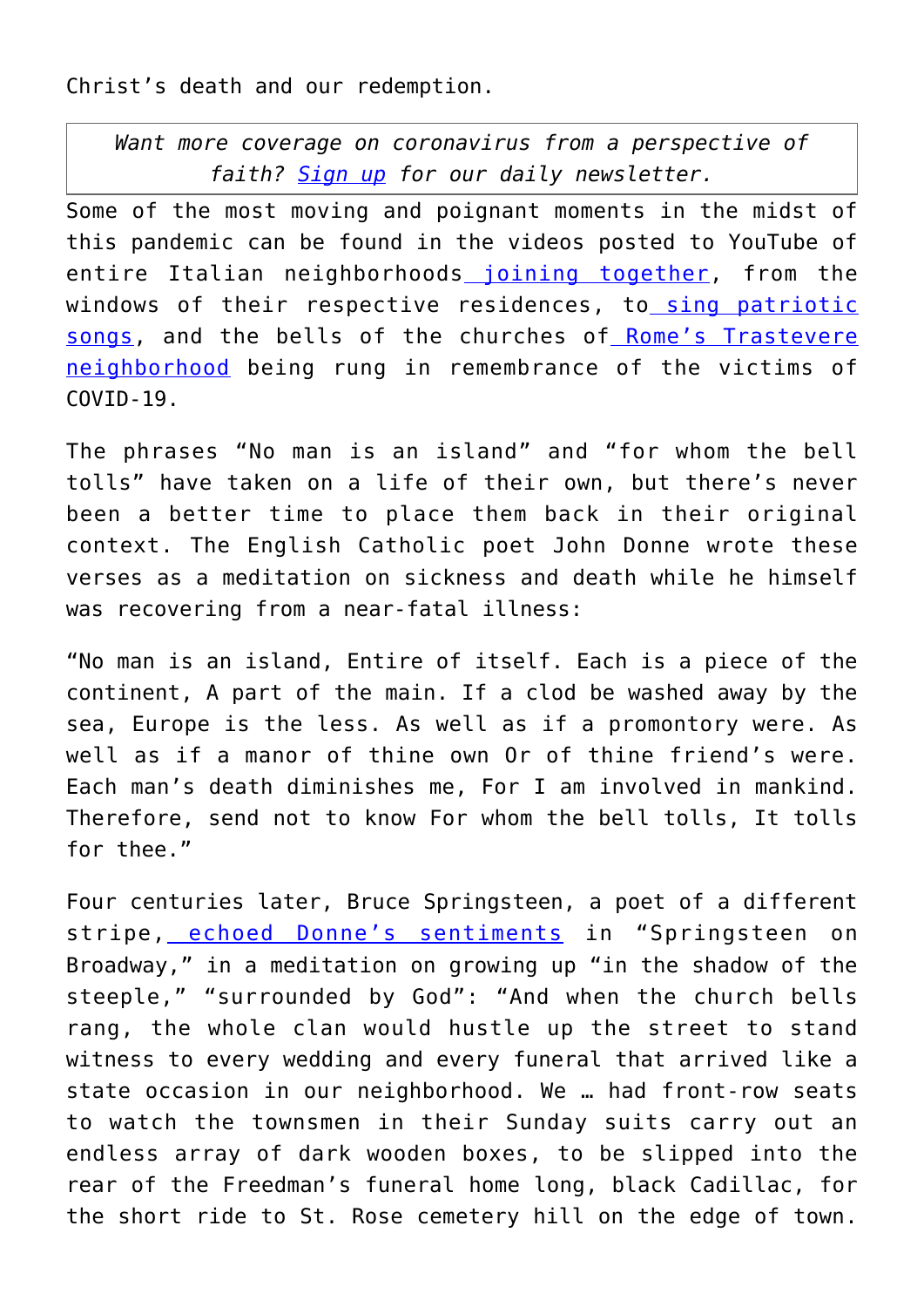Christ's death and our redemption.

> *Want more coverage on coronavirus from a perspective of faith? [Sign up](#) for our daily newsletter.*

Some of the most moving and poignant moments in the midst of this pandemic can be found in the videos posted to YouTube of entire Italian neighborhoods [joining together](#), from the windows of their respective residences, to [sing patriotic songs](#), and the bells of the churches of [Rome's Trastevere neighborhood](#) being rung in remembrance of the victims of COVID-19.

The phrases "No man is an island" and "for whom the bell tolls" have taken on a life of their own, but there's never been a better time to place them back in their original context. The English Catholic poet John Donne wrote these verses as a meditation on sickness and death while he himself was recovering from a near-fatal illness:

"No man is an island, Entire of itself. Each is a piece of the continent, A part of the main. If a clod be washed away by the sea, Europe is the less. As well as if a promontory were. As well as if a manor of thine own Or of thine friend's were. Each man's death diminishes me, For I am involved in mankind. Therefore, send not to know For whom the bell tolls, It tolls for thee."

Four centuries later, Bruce Springsteen, a poet of a different stripe, [echoed Donne's sentiments](#) in "Springsteen on Broadway," in a meditation on growing up "in the shadow of the steeple," "surrounded by God": "And when the church bells rang, the whole clan would hustle up the street to stand witness to every wedding and every funeral that arrived like a state occasion in our neighborhood. We … had front-row seats to watch the townsmen in their Sunday suits carry out an endless array of dark wooden boxes, to be slipped into the rear of the Freedman's funeral home long, black Cadillac, for the short ride to St. Rose cemetery hill on the edge of town.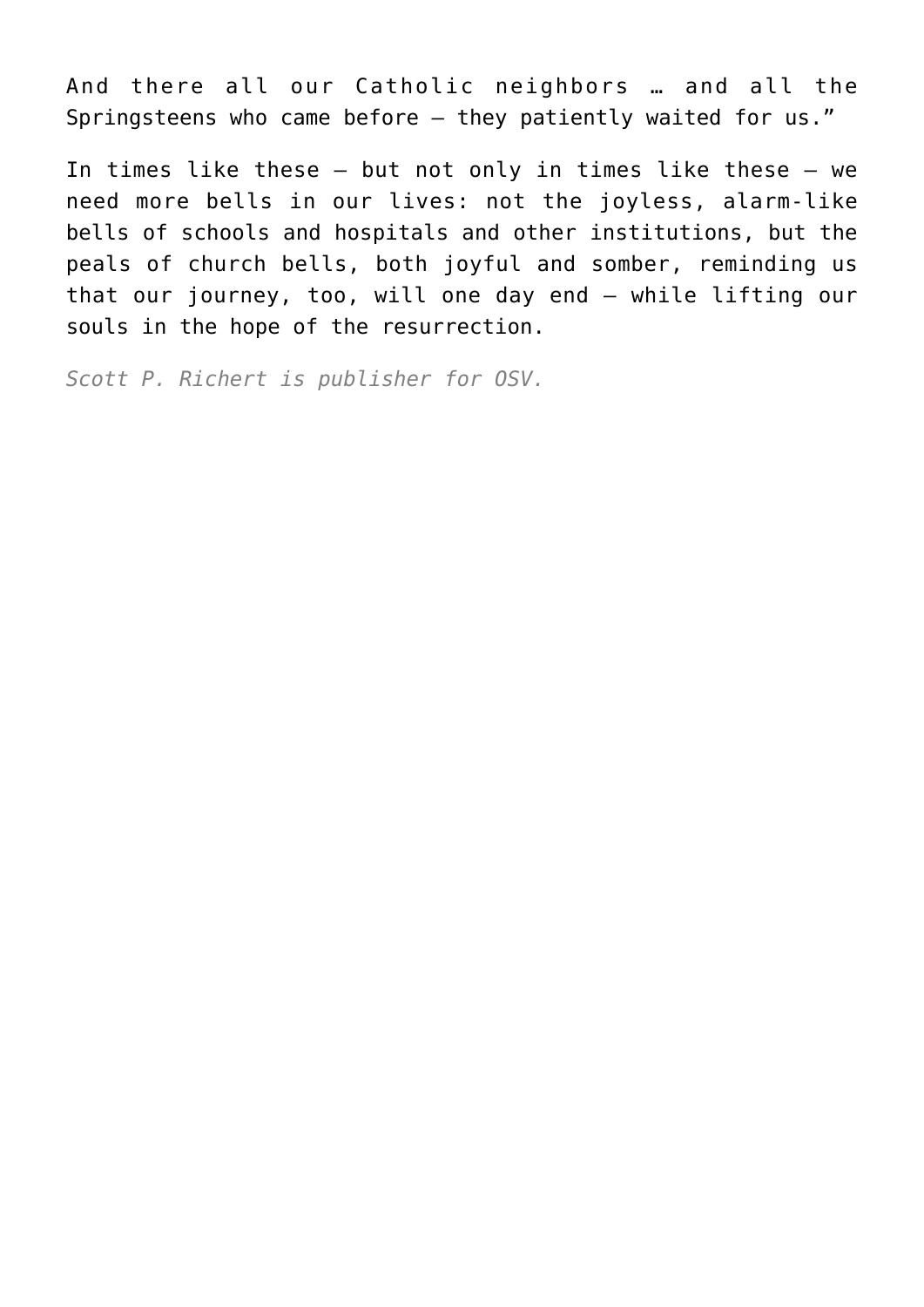And there all our Catholic neighbors … and all the Springsteens who came before — they patiently waited for us."

In times like these — but not only in times like these — we need more bells in our lives: not the joyless, alarm-like bells of schools and hospitals and other institutions, but the peals of church bells, both joyful and somber, reminding us that our journey, too, will one day end — while lifting our souls in the hope of the resurrection.

*Scott P. Richert is publisher for OSV.*